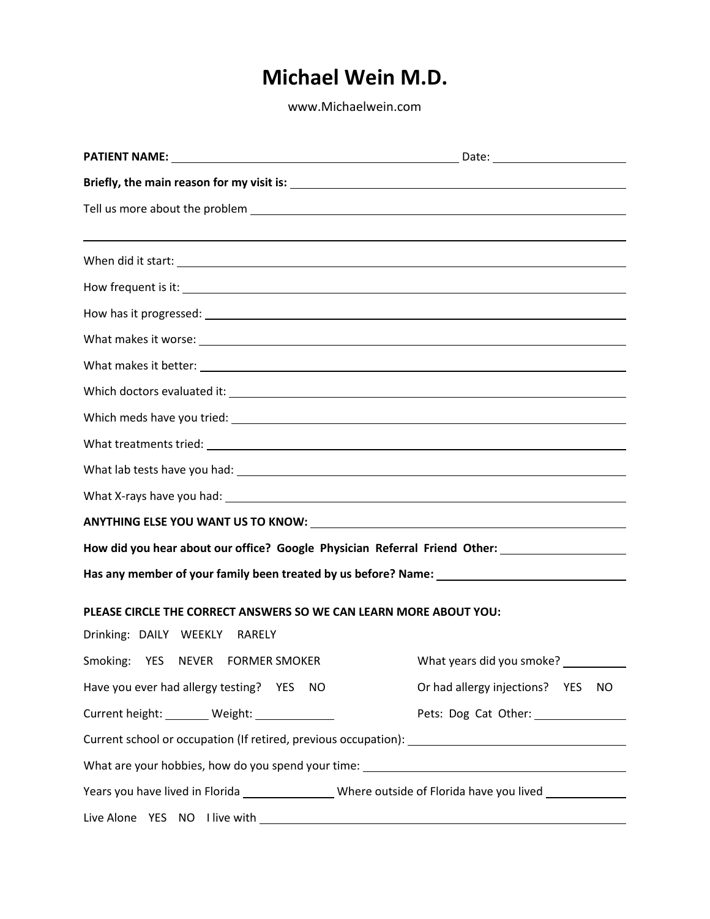# Michael Wein M.D.

www.Michaelwein.com

**PATIENT NAME:** ______________________________ Date: ____________

**Briefly, the main reason for my visit is:** ______________________________

Tell us more about the problem ______________________________

______________________________

When did it start: ______________________________

How frequent is it: ______________________________

How has it progressed: ______________________________

What makes it worse: ______________________________

What makes it better: ______________________________

Which doctors evaluated it: ______________________________

Which meds have you tried: ______________________________

What treatments tried: ______________________________

What lab tests have you had: ______________________________

What X-rays have you had: ______________________________

**ANYTHING ELSE YOU WANT US TO KNOW:** ______________________________

**How did you hear about our office? Google Physician Referral Friend Other:** ____________

**Has any member of your family been treated by us before? Name:** ____________

**PLEASE CIRCLE THE CORRECT ANSWERS SO WE CAN LEARN MORE ABOUT YOU:**

Drinking: DAILY WEEKLY RARELY

Smoking: YES NEVER FORMER SMOKER

What years did you smoke? ________

Have you ever had allergy testing? YES NO

Or had allergy injections? YES NO

Current height: ______ Weight: ________

Pets: Dog Cat Other: ________

Current school or occupation (If retired, previous occupation): ______________________________

What are your hobbies, how do you spend your time: ______________________________

Years you have lived in Florida ________ Where outside of Florida have you lived ________

Live Alone YES NO I live with ______________________________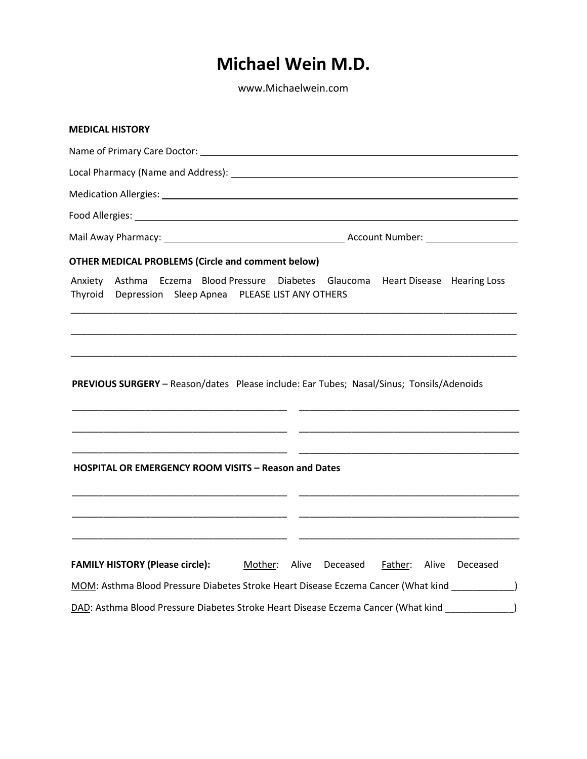# Michael Wein M.D.

www.Michaelwein.com

**MEDICAL HISTORY**

Name of Primary Care Doctor: ______________________________

Local Pharmacy (Name and Address): ______________________________

Medication Allergies: ______________________________

Food Allergies: ______________________________

Mail Away Pharmacy: ______________________________ Account Number: ______________

**OTHER MEDICAL PROBLEMS (Circle and comment below)**

Anxiety   Asthma   Eczema   Blood Pressure   Diabetes   Glaucoma   Heart Disease   Hearing Loss
Thyroid   Depression   Sleep Apnea   PLEASE LIST ANY OTHERS

______________________________________________________________________

______________________________________________________________________

______________________________________________________________________

**PREVIOUS SURGERY** – Reason/dates   Please include: Ear Tubes; Nasal/Sinus; Tonsils/Adenoids

________________________________   ________________________________

________________________________   ________________________________

________________________________   ________________________________

**HOSPITAL OR EMERGENCY ROOM VISITS – Reason and Dates**

________________________________   ________________________________

________________________________   ________________________________

________________________________   ________________________________

**FAMILY HISTORY (Please circle):**   Mother: Alive   Deceased   Father: Alive   Deceased

MOM: Asthma Blood Pressure Diabetes Stroke Heart Disease Eczema Cancer (What kind ____________)

DAD: Asthma Blood Pressure Diabetes Stroke Heart Disease Eczema Cancer (What kind _____________)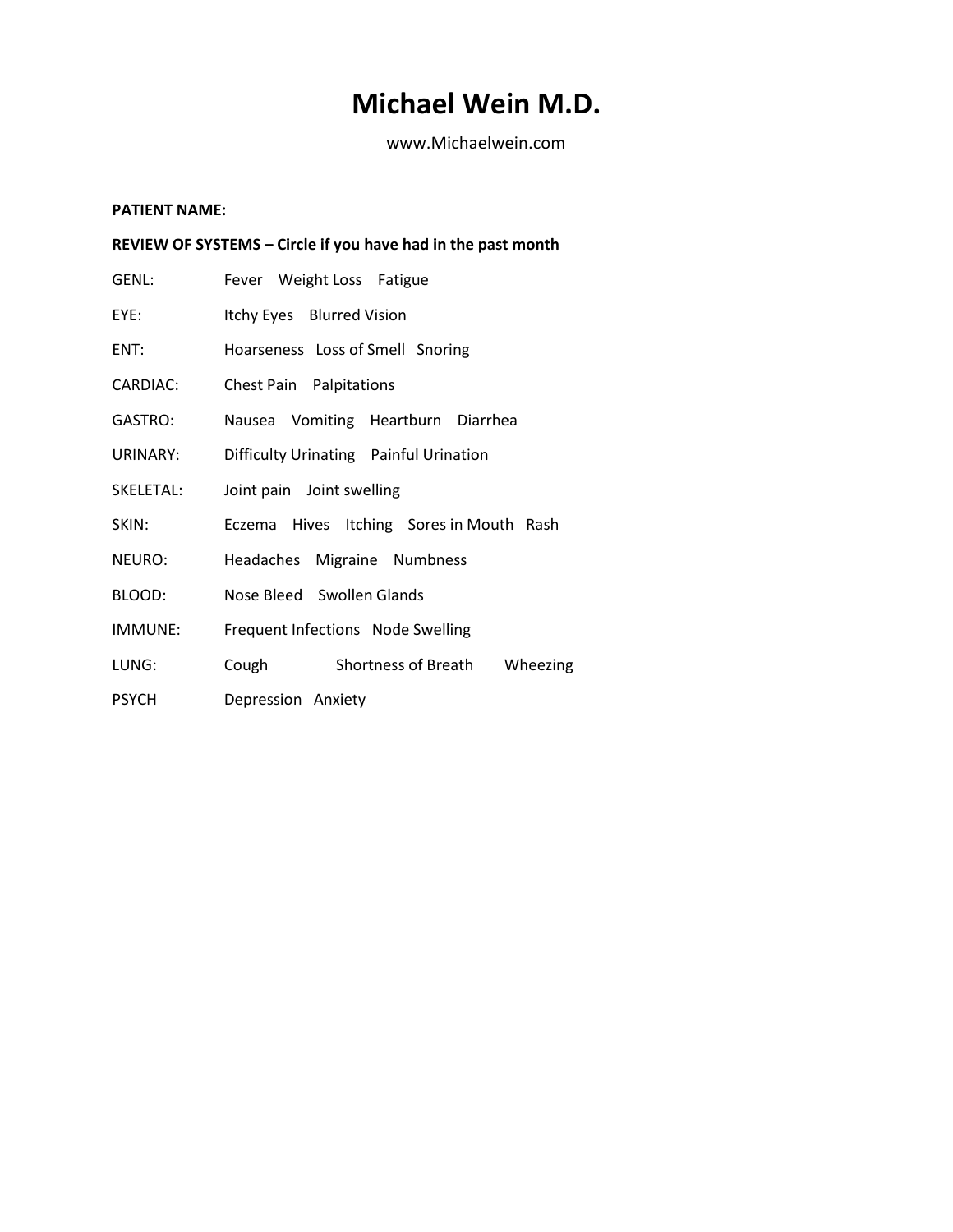# Michael Wein M.D.

www.Michaelwein.com

**PATIENT NAME:** ____________________________________________

**REVIEW OF SYSTEMS – Circle if you have had in the past month**

| | |
|---|---|
| GENL: | Fever Weight Loss Fatigue |
| EYE: | Itchy Eyes Blurred Vision |
| ENT: | Hoarseness Loss of Smell Snoring |
| CARDIAC: | Chest Pain Palpitations |
| GASTRO: | Nausea Vomiting Heartburn Diarrhea |
| URINARY: | Difficulty Urinating Painful Urination |
| SKELETAL: | Joint pain Joint swelling |
| SKIN: | Eczema Hives Itching Sores in Mouth Rash |
| NEURO: | Headaches Migraine Numbness |
| BLOOD: | Nose Bleed Swollen Glands |
| IMMUNE: | Frequent Infections Node Swelling |
| LUNG: | Cough Shortness of Breath Wheezing |
| PSYCH | Depression Anxiety |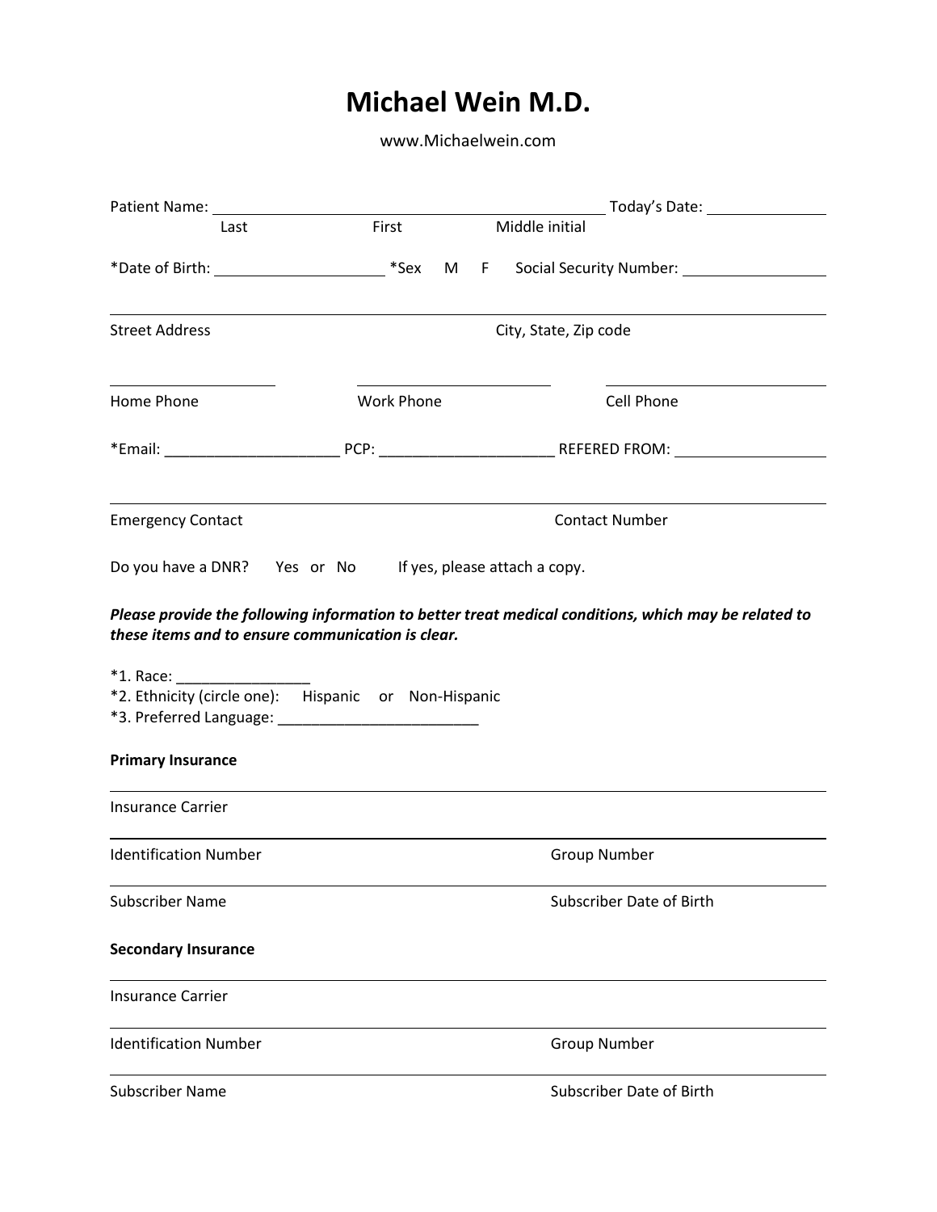# Michael Wein M.D.

www.Michaelwein.com

Patient Name: ______________________________________________ Today's Date: ______________
Last First Middle initial

*Date of Birth: ____________________ *Sex M F Social Security Number: _________________

_____________________________________________________________________________________

Street Address City, State, Zip code

____________________ ________________________ ___________________________

Home Phone Work Phone Cell Phone

*Email: _____________________ PCP: _____________________ REFERED FROM: __________________

_____________________________________________________________________________________

Emergency Contact Contact Number

Do you have a DNR? Yes or No If yes, please attach a copy.

***Please provide the following information to better treat medical conditions, which may be related to these items and to ensure communication is clear.***

*1. Race: ________________
*2. Ethnicity (circle one): Hispanic or Non-Hispanic
*3. Preferred Language: ________________________

**Primary Insurance**

_____________________________________________________________________________________

Insurance Carrier

_____________________________________________________________________________________

Identification Number Group Number

_____________________________________________________________________________________

Subscriber Name Subscriber Date of Birth

**Secondary Insurance**

_____________________________________________________________________________________

Insurance Carrier

_____________________________________________________________________________________

Identification Number Group Number

_____________________________________________________________________________________

Subscriber Name Subscriber Date of Birth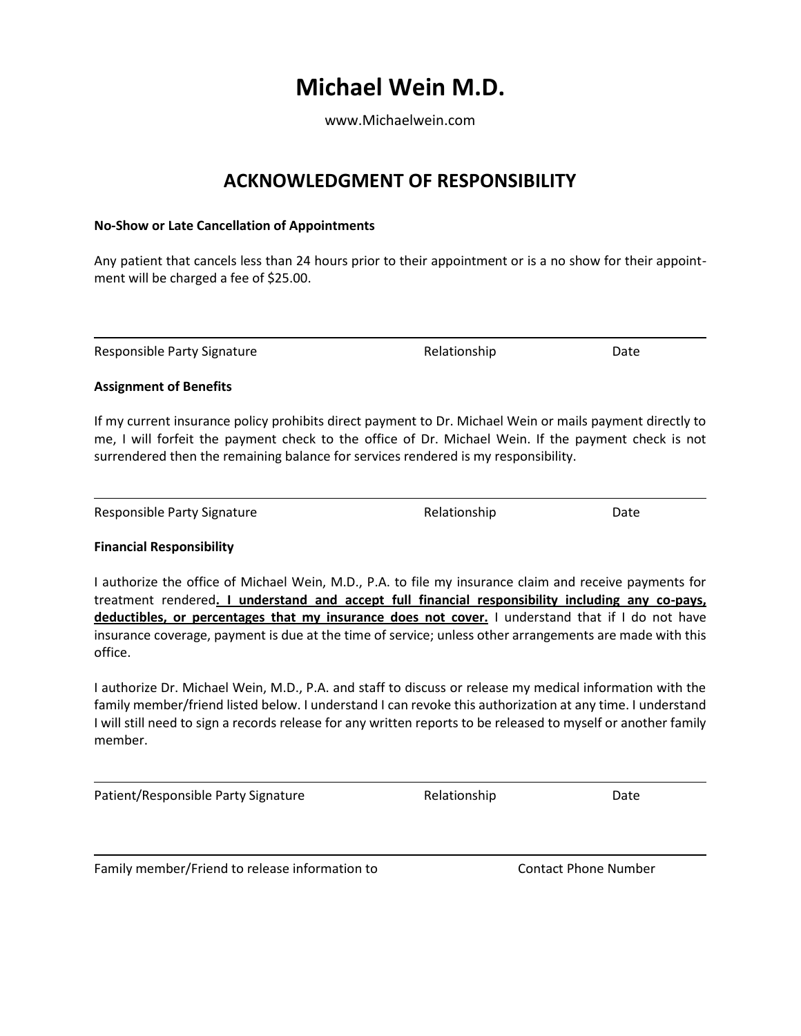# Michael Wein M.D.

www.Michaelwein.com

## ACKNOWLEDGMENT OF RESPONSIBILITY

**No-Show or Late Cancellation of Appointments**

Any patient that cancels less than 24 hours prior to their appointment or is a no show for their appointment will be charged a fee of $25.00.

______________________________________________________________________

Responsible Party Signature Relationship Date

**Assignment of Benefits**

If my current insurance policy prohibits direct payment to Dr. Michael Wein or mails payment directly to me, I will forfeit the payment check to the office of Dr. Michael Wein. If the payment check is not surrendered then the remaining balance for services rendered is my responsibility.

______________________________________________________________________

Responsible Party Signature Relationship Date

**Financial Responsibility**

I authorize the office of Michael Wein, M.D., P.A. to file my insurance claim and receive payments for treatment rendered**. <u>I understand and accept full financial responsibility including any co-pays, deductibles, or percentages that my insurance does not cover.</u>** I understand that if I do not have insurance coverage, payment is due at the time of service; unless other arrangements are made with this office.

I authorize Dr. Michael Wein, M.D., P.A. and staff to discuss or release my medical information with the family member/friend listed below. I understand I can revoke this authorization at any time. I understand I will still need to sign a records release for any written reports to be released to myself or another family member.

______________________________________________________________________

Patient/Responsible Party Signature Relationship Date

______________________________________________________________________

Family member/Friend to release information to Contact Phone Number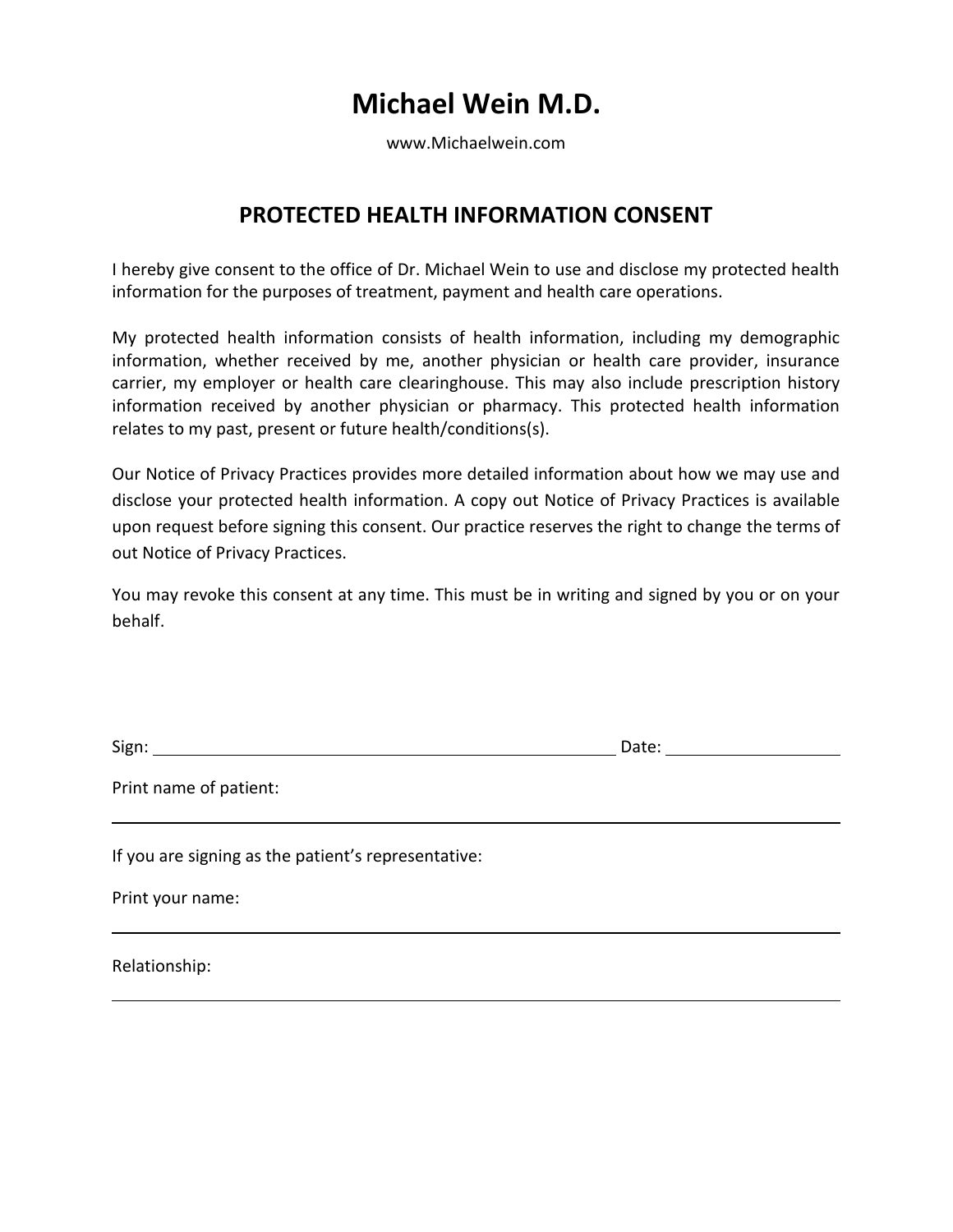# Michael Wein M.D.

www.Michaelwein.com

## PROTECTED HEALTH INFORMATION CONSENT

I hereby give consent to the office of Dr. Michael Wein to use and disclose my protected health information for the purposes of treatment, payment and health care operations.

My protected health information consists of health information, including my demographic information, whether received by me, another physician or health care provider, insurance carrier, my employer or health care clearinghouse. This may also include prescription history information received by another physician or pharmacy. This protected health information relates to my past, present or future health/conditions(s).

Our Notice of Privacy Practices provides more detailed information about how we may use and disclose your protected health information. A copy out Notice of Privacy Practices is available upon request before signing this consent. Our practice reserves the right to change the terms of out Notice of Privacy Practices.

You may revoke this consent at any time. This must be in writing and signed by you or on your behalf.

Sign: ______________________________________________ Date: ____________________

Print name of patient:

______________________________________________________________________

If you are signing as the patient's representative:

Print your name:

______________________________________________________________________

Relationship:

______________________________________________________________________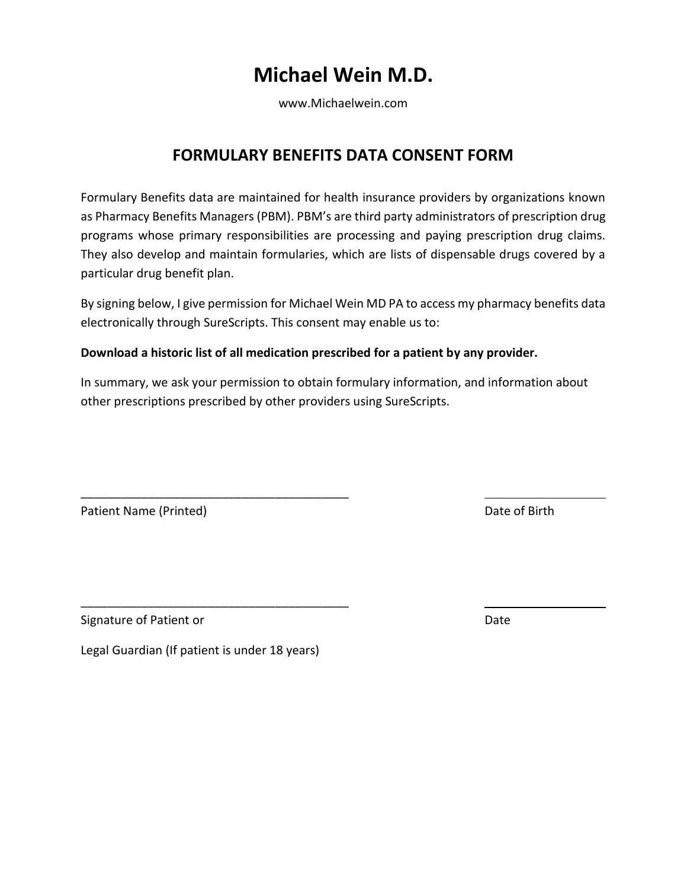# Michael Wein M.D.

www.Michaelwein.com

## FORMULARY BENEFITS DATA CONSENT FORM

Formulary Benefits data are maintained for health insurance providers by organizations known as Pharmacy Benefits Managers (PBM). PBM's are third party administrators of prescription drug programs whose primary responsibilities are processing and paying prescription drug claims. They also develop and maintain formularies, which are lists of dispensable drugs covered by a particular drug benefit plan.

By signing below, I give permission for Michael Wein MD PA to access my pharmacy benefits data electronically through SureScripts. This consent may enable us to:

**Download a historic list of all medication prescribed for a patient by any provider.**

In summary, we ask your permission to obtain formulary information, and information about other prescriptions prescribed by other providers using SureScripts.

________________________________________ ____________________

Patient Name (Printed) Date of Birth

________________________________________ ____________________

Signature of Patient or Date

Legal Guardian (If patient is under 18 years)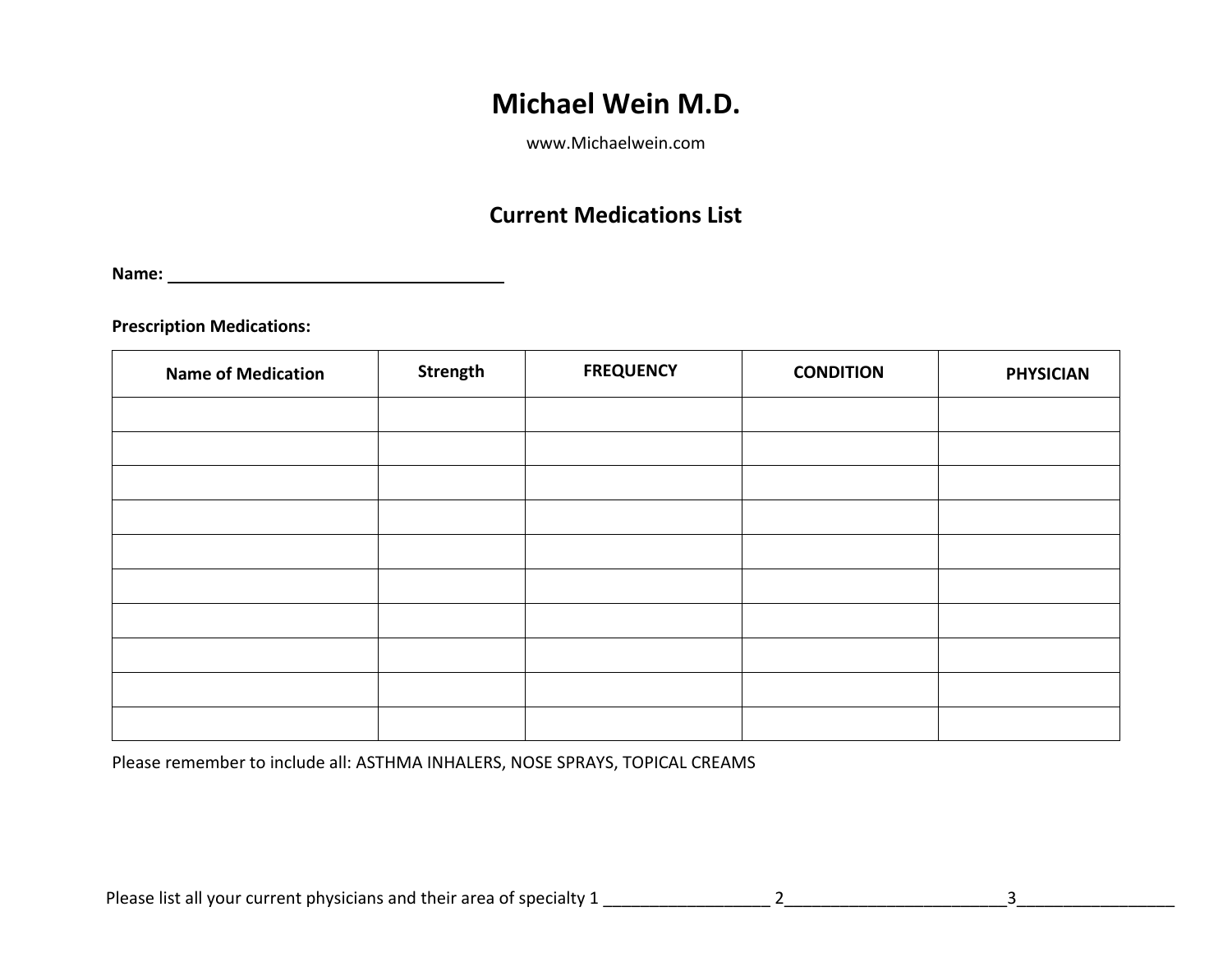# Michael Wein M.D.

www.Michaelwein.com

## Current Medications List

**Name:** ______________________________________

**Prescription Medications:**

| Name of Medication | Strength | FREQUENCY | CONDITION | PHYSICIAN |
|---|---|---|---|---|
| | | | | |
| | | | | |
| | | | | |
| | | | | |
| | | | | |
| | | | | |
| | | | | |
| | | | | |
| | | | | |
| | | | | |

Please remember to include all: ASTHMA INHALERS, NOSE SPRAYS, TOPICAL CREAMS

Please list all your current physicians and their area of specialty 1 __________________ 2________________________3_________________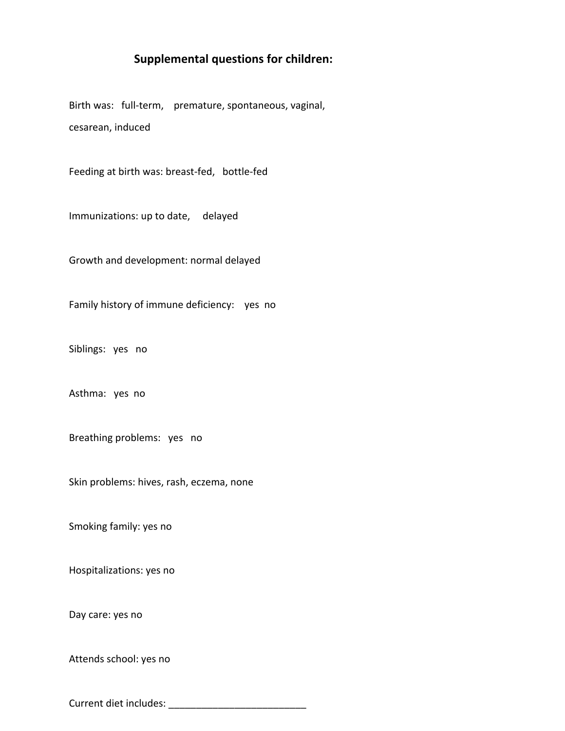## Supplemental questions for children:

Birth was: full-term, premature, spontaneous, vaginal, cesarean, induced

Feeding at birth was: breast-fed, bottle-fed

Immunizations: up to date, delayed

Growth and development: normal delayed

Family history of immune deficiency: yes no

Siblings: yes no

Asthma: yes no

Breathing problems: yes no

Skin problems: hives, rash, eczema, none

Smoking family: yes no

Hospitalizations: yes no

Day care: yes no

Attends school: yes no

Current diet includes: _________________________